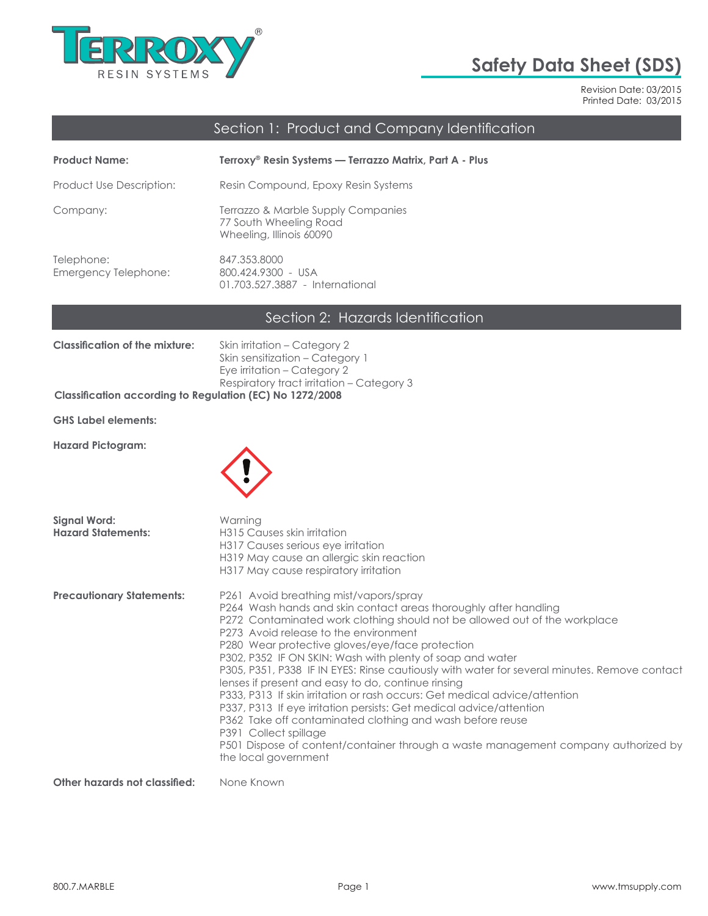# Safety Data Sheet (SDS)

Revision Date: 03/2015
Printed Date: 03/2015

## Section 1: Product and Company Identification

**Product Name:** **Terroxy® Resin Systems — Terrazzo Matrix, Part A - Plus**

Product Use Description: Resin Compound, Epoxy Resin Systems

Company: Terrazzo & Marble Supply Companies
77 South Wheeling Road
Wheeling, Illinois 60090

Telephone: 847.353.8000
Emergency Telephone: 800.424.9300 - USA
01.703.527.3887 - International

## Section 2: Hazards Identification

**Classification of the mixture:** Skin irritation – Category 2
Skin sensitization – Category 1
Eye irritation – Category 2
Respiratory tract irritation – Category 3

**Classification according to Regulation (EC) No 1272/2008**

**GHS Label elements:**

**Hazard Pictogram:**

**Signal Word:** Warning

**Hazard Statements:**
H315 Causes skin irritation
H317 Causes serious eye irritation
H319 May cause an allergic skin reaction
H317 May cause respiratory irritation

**Precautionary Statements:**
P261 Avoid breathing mist/vapors/spray
P264 Wash hands and skin contact areas thoroughly after handling
P272 Contaminated work clothing should not be allowed out of the workplace
P273 Avoid release to the environment
P280 Wear protective gloves/eye/face protection
P302, P352 IF ON SKIN: Wash with plenty of soap and water
P305, P351, P338 IF IN EYES: Rinse cautiously with water for several minutes. Remove contact lenses if present and easy to do, continue rinsing
P333, P313 If skin irritation or rash occurs: Get medical advice/attention
P337, P313 If eye irritation persists: Get medical advice/attention
P362 Take off contaminated clothing and wash before reuse
P391 Collect spillage
P501 Dispose of content/container through a waste management company authorized by the local government

**Other hazards not classified:** None Known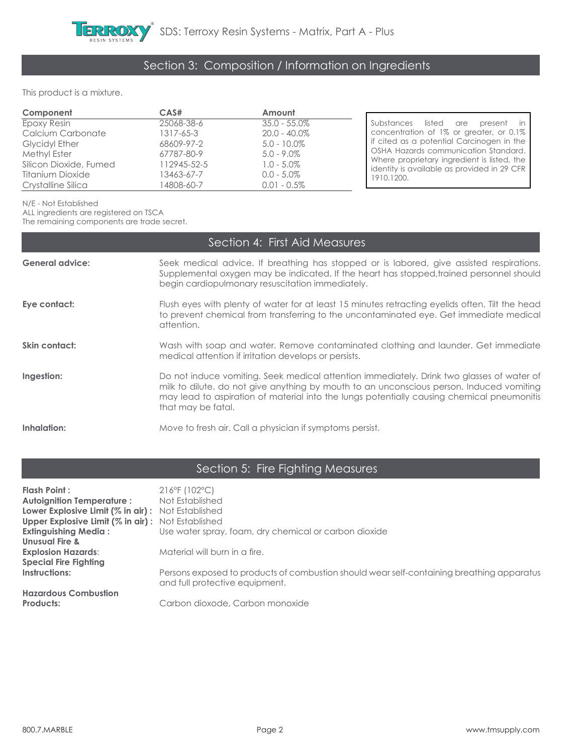## Section 3: Composition / Information on Ingredients

This product is a mixture.

| Component | CAS# | Amount |
|---|---|---|
| Epoxy Resin | 25068-38-6 | 35.0 - 55.0% |
| Calcium Carbonate | 1317-65-3 | 20.0 - 40.0% |
| Glycidyl Ether | 68609-97-2 | 5.0 - 10.0% |
| Methyl Ester | 67787-80-9 | 5.0 - 9.0% |
| Silicon Dioxide, Fumed | 112945-52-5 | 1.0 - 5.0% |
| Titanium Dioxide | 13463-67-7 | 0.0 - 5.0% |
| Crystalline Silica | 14808-60-7 | 0.01 - 0.5% |

Substances listed are present in concentration of 1% or greater, or 0.1% if cited as a potential Carcinogen in the OSHA Hazards communication Standard. Where proprietary ingredient is listed, the identity is available as provided in 29 CFR 1910.1200.

N/E - Not Established
ALL ingredients are registered on TSCA
The remaining components are trade secret.

## Section 4: First Aid Measures

**General advice:** Seek medical advice. If breathing has stopped or is labored, give assisted respirations. Supplemental oxygen may be indicated. If the heart has stopped,trained personnel should begin cardiopulmonary resuscitation immediately.

**Eye contact:** Flush eyes with plenty of water for at least 15 minutes retracting eyelids often. Tilt the head to prevent chemical from transferring to the uncontaminated eye. Get immediate medical attention.

**Skin contact:** Wash with soap and water. Remove contaminated clothing and launder. Get immediate medical attention if irritation develops or persists.

**Ingestion:** Do not induce vomiting. Seek medical attention immediately. Drink two glasses of water of milk to dilute. do not give anything by mouth to an unconscious person. Induced vomiting may lead to aspiration of material into the lungs potentially causing chemical pneumonitis that may be fatal.

**Inhalation:** Move to fresh air. Call a physician if symptoms persist.

## Section 5: Fire Fighting Measures

**Flash Point :** 216°F (102°C)
**Autoignition Temperature :** Not Established
**Lower Explosive Limit (% in air) :** Not Established
**Upper Explosive Limit (% in air) :** Not Established
**Extinguishing Media :** Use water spray, foam, dry chemical or carbon dioxide
**Unusual Fire & Explosion Hazards:** Material will burn in a fire.
**Special Fire Fighting Instructions:** Persons exposed to products of combustion should wear self-containing breathing apparatus and full protective equipment.
**Hazardous Combustion Products:** Carbon dioxode, Carbon monoxide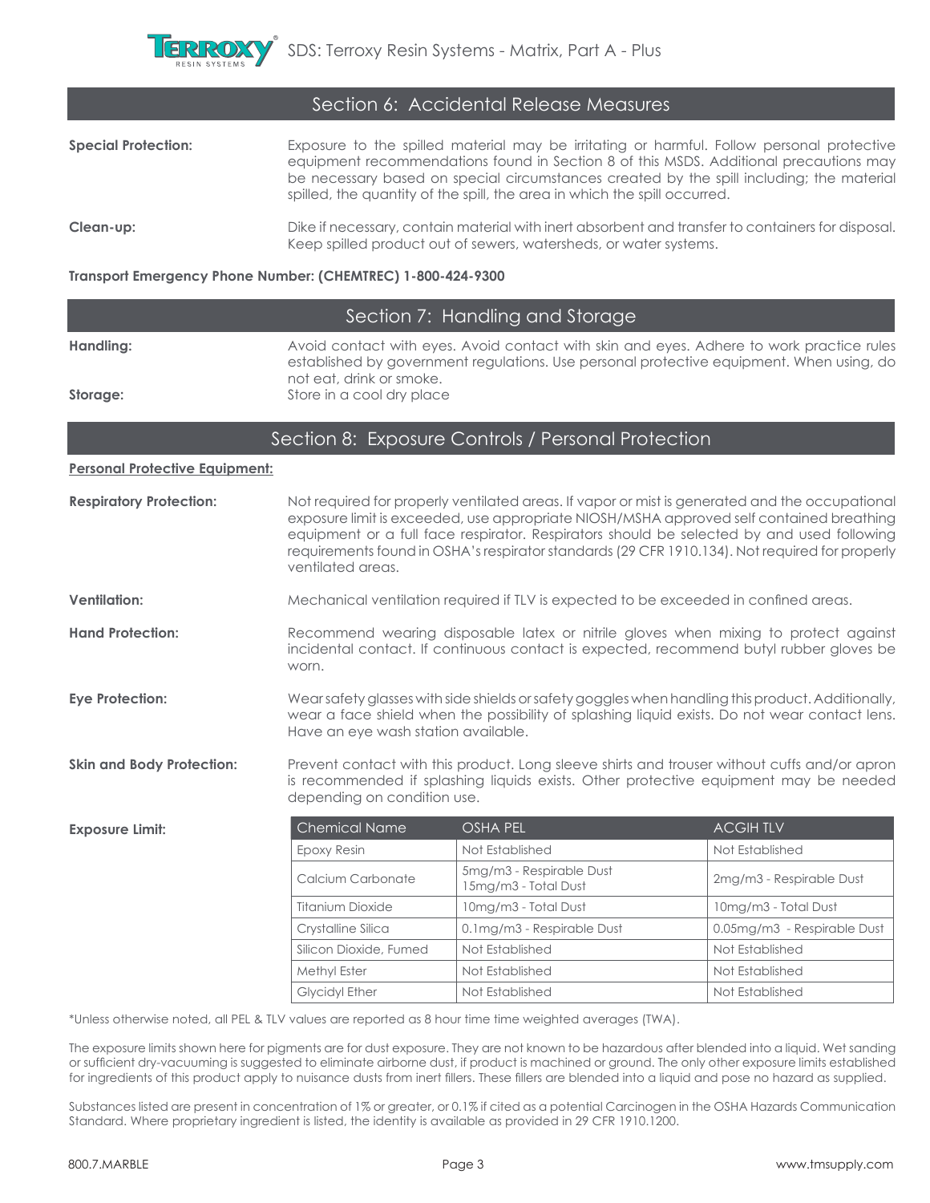## Section 6: Accidental Release Measures

**Special Protection:** Exposure to the spilled material may be irritating or harmful. Follow personal protective equipment recommendations found in Section 8 of this MSDS. Additional precautions may be necessary based on special circumstances created by the spill including; the material spilled, the quantity of the spill, the area in which the spill occurred.

**Clean-up:** Dike if necessary, contain material with inert absorbent and transfer to containers for disposal. Keep spilled product out of sewers, watersheds, or water systems.

**Transport Emergency Phone Number: (CHEMTREC) 1-800-424-9300**

## Section 7: Handling and Storage

**Handling:** Avoid contact with eyes. Avoid contact with skin and eyes. Adhere to work practice rules established by government regulations. Use personal protective equipment. When using, do not eat, drink or smoke.

**Storage:** Store in a cool dry place

## Section 8: Exposure Controls / Personal Protection

**Personal Protective Equipment:**

**Respiratory Protection:** Not required for properly ventilated areas. If vapor or mist is generated and the occupational exposure limit is exceeded, use appropriate NIOSH/MSHA approved self contained breathing equipment or a full face respirator. Respirators should be selected by and used following requirements found in OSHA's respirator standards (29 CFR 1910.134). Not required for properly ventilated areas.

**Ventilation:** Mechanical ventilation required if TLV is expected to be exceeded in confined areas.

**Hand Protection:** Recommend wearing disposable latex or nitrile gloves when mixing to protect against incidental contact. If continuous contact is expected, recommend butyl rubber gloves be worn.

**Eye Protection:** Wear safety glasses with side shields or safety goggles when handling this product. Additionally, wear a face shield when the possibility of splashing liquid exists. Do not wear contact lens. Have an eye wash station available.

**Skin and Body Protection:** Prevent contact with this product. Long sleeve shirts and trouser without cuffs and/or apron is recommended if splashing liquids exists. Other protective equipment may be needed depending on condition use.

**Exposure Limit:**

| Chemical Name | OSHA PEL | ACGIH TLV |
|---|---|---|
| Epoxy Resin | Not Established | Not Established |
| Calcium Carbonate | 5mg/m3 - Respirable Dust<br>15mg/m3 - Total Dust | 2mg/m3 - Respirable Dust |
| Titanium Dioxide | 10mg/m3 - Total Dust | 10mg/m3 - Total Dust |
| Crystalline Silica | 0.1mg/m3 - Respirable Dust | 0.05mg/m3 - Respirable Dust |
| Silicon Dioxide, Fumed | Not Established | Not Established |
| Methyl Ester | Not Established | Not Established |
| Glycidyl Ether | Not Established | Not Established |

*Unless otherwise noted, all PEL & TLV values are reported as 8 hour time time weighted averages (TWA).

The exposure limits shown here for pigments are for dust exposure. They are not known to be hazardous after blended into a liquid. Wet sanding or sufficient dry-vacuuming is suggested to eliminate airborne dust, if product is machined or ground. The only other exposure limits established for ingredients of this product apply to nuisance dusts from inert fillers. These fillers are blended into a liquid and pose no hazard as supplied.

Substances listed are present in concentration of 1% or greater, or 0.1% if cited as a potential Carcinogen in the OSHA Hazards Communication Standard. Where proprietary ingredient is listed, the identity is available as provided in 29 CFR 1910.1200.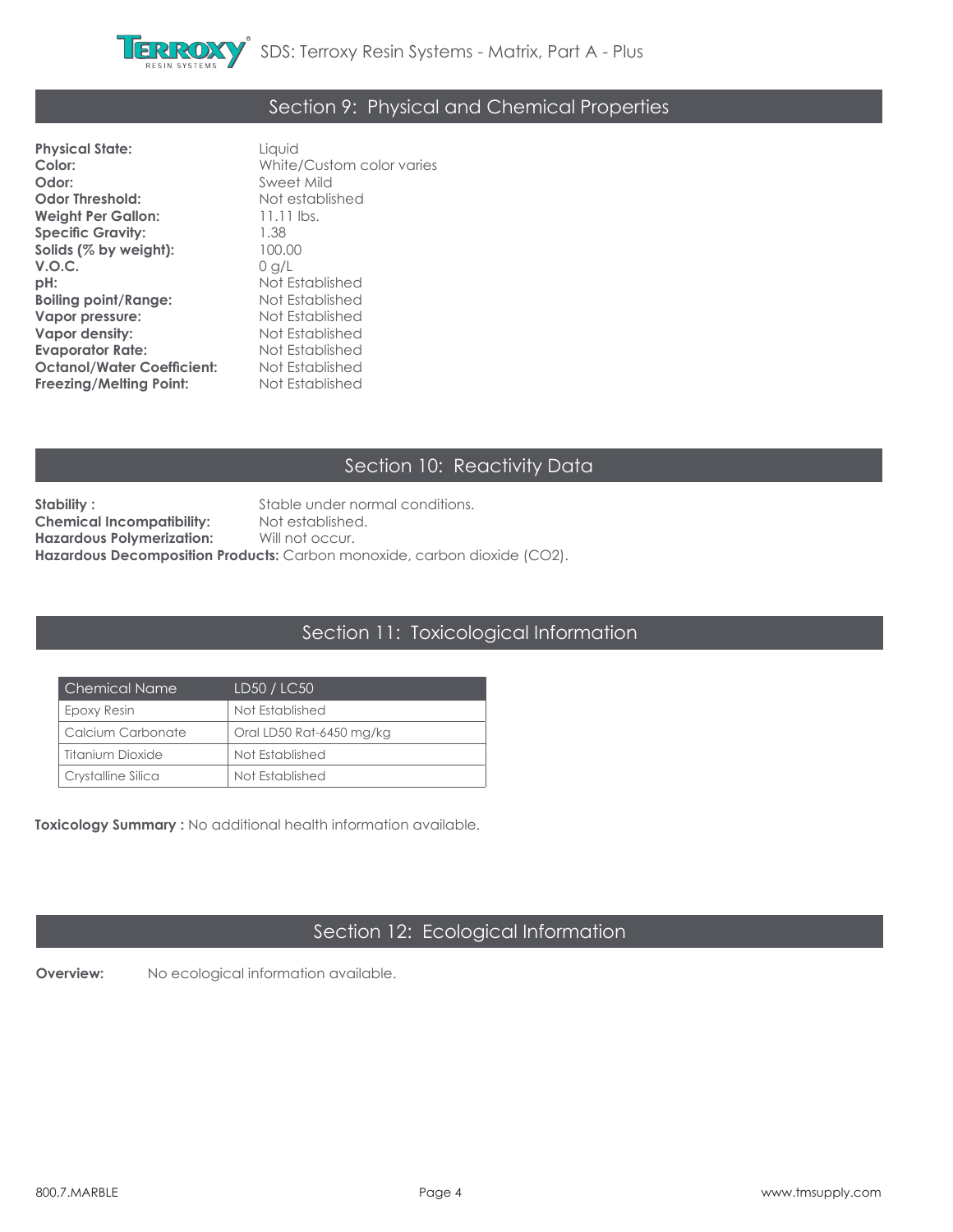## Section 9: Physical and Chemical Properties

**Physical State:** Liquid
**Color:** White/Custom color varies
**Odor:** Sweet Mild
**Odor Threshold:** Not established
**Weight Per Gallon:** 11.11 lbs.
**Specific Gravity:** 1.38
**Solids (% by weight):** 100.00
**V.O.C.** 0 g/L
**pH:** Not Established
**Boiling point/Range:** Not Established
**Vapor pressure:** Not Established
**Vapor density:** Not Established
**Evaporator Rate:** Not Established
**Octanol/Water Coefficient:** Not Established
**Freezing/Melting Point:** Not Established

## Section 10: Reactivity Data

**Stability :** Stable under normal conditions.
**Chemical Incompatibility:** Not established.
**Hazardous Polymerization:** Will not occur.
**Hazardous Decomposition Products:** Carbon monoxide, carbon dioxide (CO2).

## Section 11: Toxicological Information

| Chemical Name | LD50 / LC50 |
| --- | --- |
| Epoxy Resin | Not Established |
| Calcium Carbonate | Oral LD50 Rat-6450 mg/kg |
| Titanium Dioxide | Not Established |
| Crystalline Silica | Not Established |

**Toxicology Summary :** No additional health information available.

## Section 12: Ecological Information

**Overview:** No ecological information available.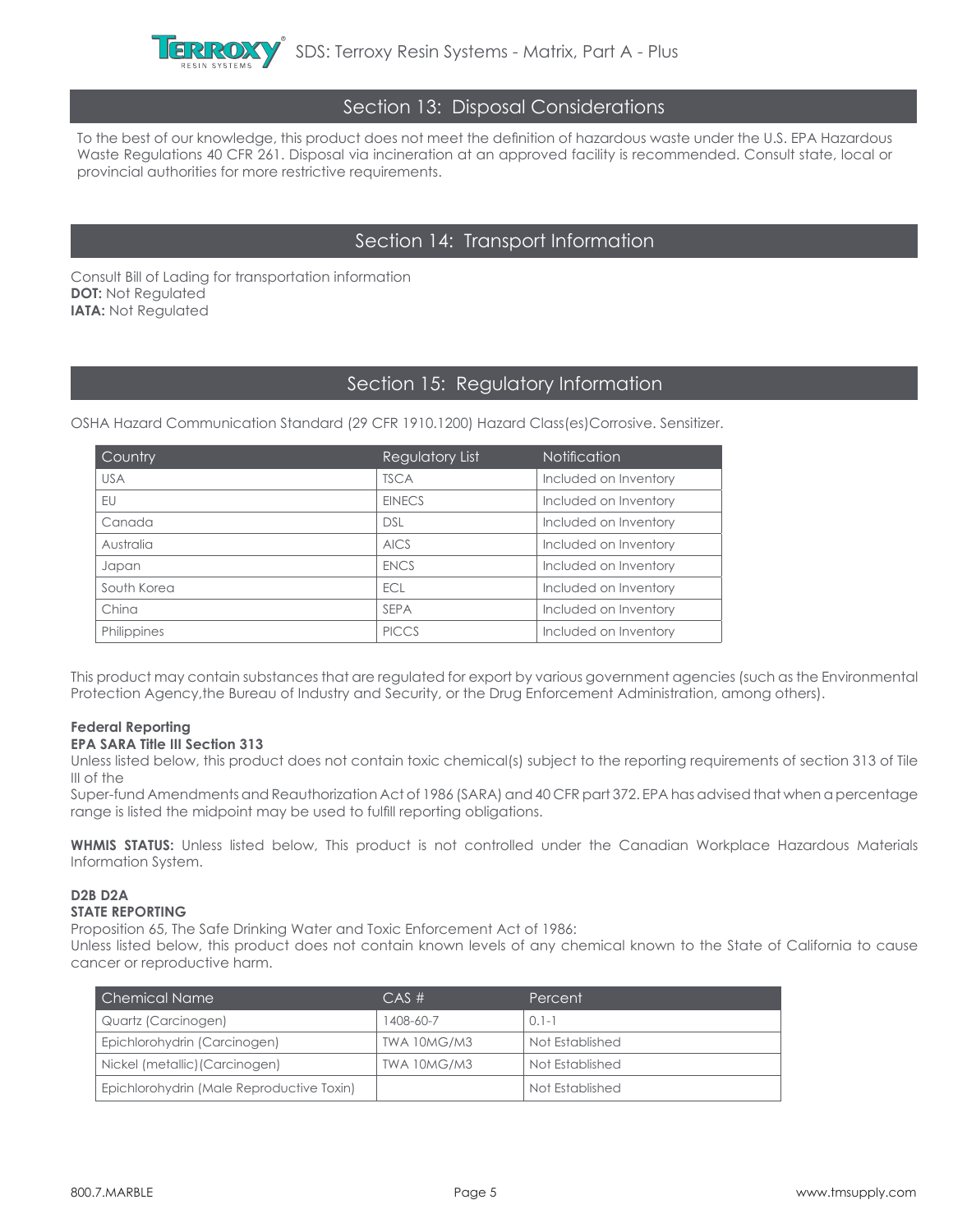## Section 13: Disposal Considerations

To the best of our knowledge, this product does not meet the definition of hazardous waste under the U.S. EPA Hazardous Waste Regulations 40 CFR 261. Disposal via incineration at an approved facility is recommended. Consult state, local or provincial authorities for more restrictive requirements.

## Section 14: Transport Information

Consult Bill of Lading for transportation information
**DOT:** Not Regulated
**IATA:** Not Regulated

## Section 15: Regulatory Information

OSHA Hazard Communication Standard (29 CFR 1910.1200) Hazard Class(es)Corrosive. Sensitizer.

| Country | Regulatory List | Notification |
|---|---|---|
| USA | TSCA | Included on Inventory |
| EU | EINECS | Included on Inventory |
| Canada | DSL | Included on Inventory |
| Australia | AICS | Included on Inventory |
| Japan | ENCS | Included on Inventory |
| South Korea | ECL | Included on Inventory |
| China | SEPA | Included on Inventory |
| Philippines | PICCS | Included on Inventory |

This product may contain substances that are regulated for export by various government agencies (such as the Environmental Protection Agency,the Bureau of Industry and Security, or the Drug Enforcement Administration, among others).

**Federal Reporting**
**EPA SARA Title III Section 313**
Unless listed below, this product does not contain toxic chemical(s) subject to the reporting requirements of section 313 of Tile III of the
Super-fund Amendments and Reauthorization Act of 1986 (SARA) and 40 CFR part 372. EPA has advised that when a percentage range is listed the midpoint may be used to fulfill reporting obligations.

**WHMIS STATUS:** Unless listed below, This product is not controlled under the Canadian Workplace Hazardous Materials Information System.

**D2B D2A**
**STATE REPORTING**
Proposition 65, The Safe Drinking Water and Toxic Enforcement Act of 1986:
Unless listed below, this product does not contain known levels of any chemical known to the State of California to cause cancer or reproductive harm.

| Chemical Name | CAS # | Percent |
|---|---|---|
| Quartz (Carcinogen) | 1408-60-7 | 0.1-1 |
| Epichlorohydrin (Carcinogen) | TWA 10MG/M3 | Not Established |
| Nickel (metallic)(Carcinogen) | TWA 10MG/M3 | Not Established |
| Epichlorohydrin (Male Reproductive Toxin) | | Not Established |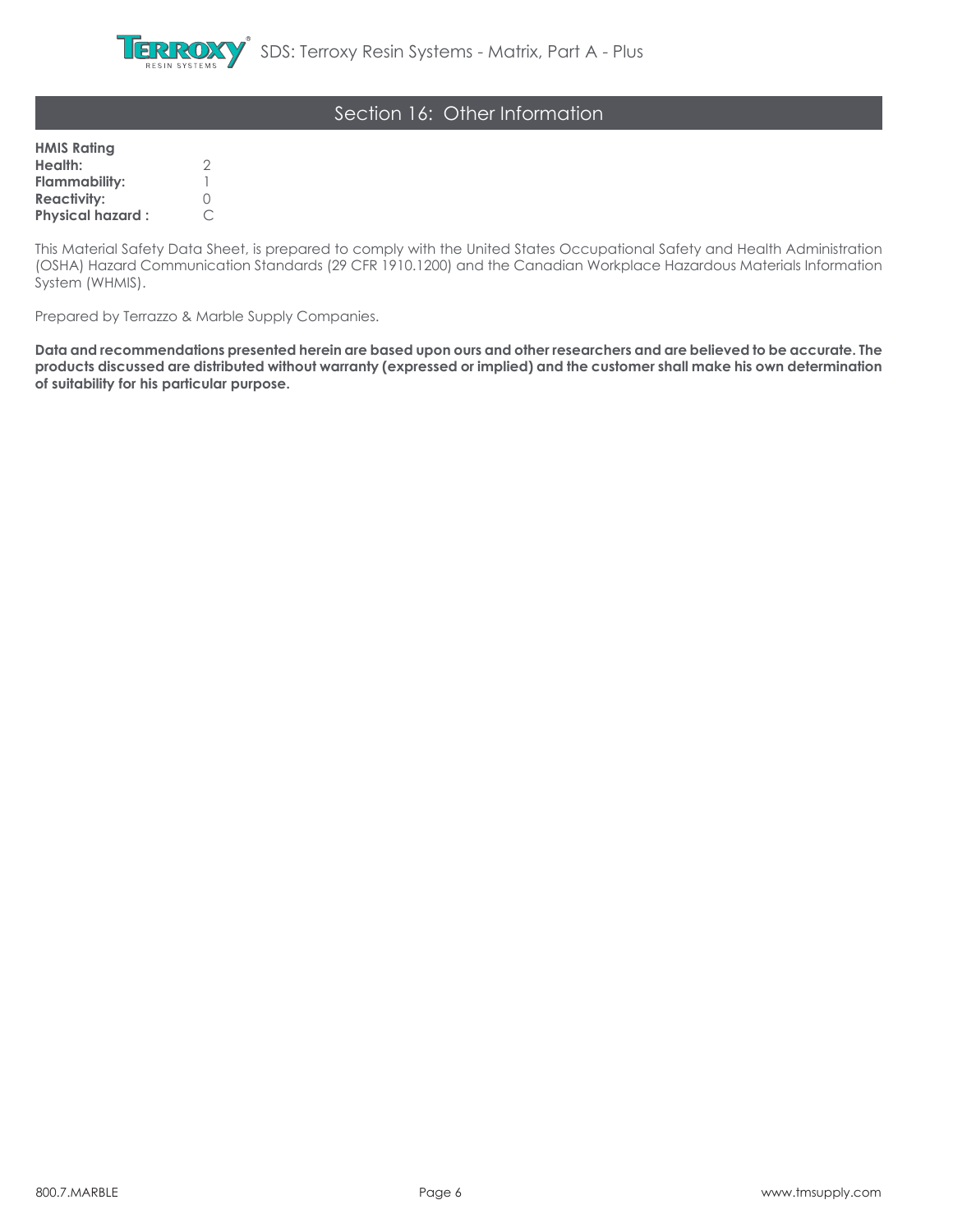## Section 16: Other Information

**HMIS Rating**

| | |
|---|---|
| **Health:** | 2 |
| **Flammability:** | 1 |
| **Reactivity:** | 0 |
| **Physical hazard :** | C |

This Material Safety Data Sheet, is prepared to comply with the United States Occupational Safety and Health Administration (OSHA) Hazard Communication Standards (29 CFR 1910.1200) and the Canadian Workplace Hazardous Materials Information System (WHMIS).

Prepared by Terrazzo & Marble Supply Companies.

**Data and recommendations presented herein are based upon ours and other researchers and are believed to be accurate. The products discussed are distributed without warranty (expressed or implied) and the customer shall make his own determination of suitability for his particular purpose.**